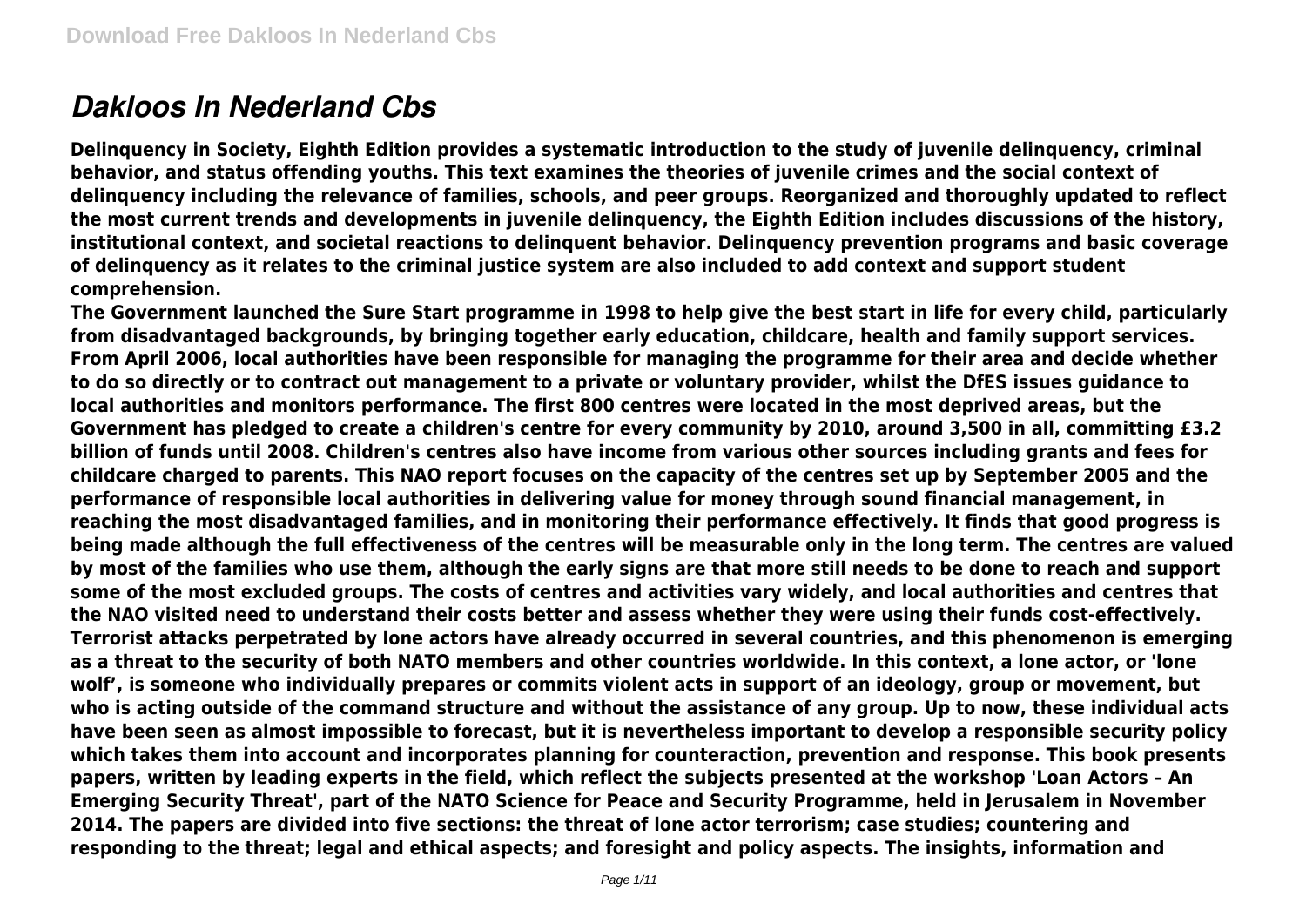# *Dakloos In Nederland Cbs*

**Delinquency in Society, Eighth Edition provides a systematic introduction to the study of juvenile delinquency, criminal behavior, and status offending youths. This text examines the theories of juvenile crimes and the social context of delinquency including the relevance of families, schools, and peer groups. Reorganized and thoroughly updated to reflect the most current trends and developments in juvenile delinquency, the Eighth Edition includes discussions of the history, institutional context, and societal reactions to delinquent behavior. Delinquency prevention programs and basic coverage of delinquency as it relates to the criminal justice system are also included to add context and support student comprehension.**

**The Government launched the Sure Start programme in 1998 to help give the best start in life for every child, particularly from disadvantaged backgrounds, by bringing together early education, childcare, health and family support services. From April 2006, local authorities have been responsible for managing the programme for their area and decide whether to do so directly or to contract out management to a private or voluntary provider, whilst the DfES issues guidance to local authorities and monitors performance. The first 800 centres were located in the most deprived areas, but the Government has pledged to create a children's centre for every community by 2010, around 3,500 in all, committing £3.2 billion of funds until 2008. Children's centres also have income from various other sources including grants and fees for childcare charged to parents. This NAO report focuses on the capacity of the centres set up by September 2005 and the performance of responsible local authorities in delivering value for money through sound financial management, in reaching the most disadvantaged families, and in monitoring their performance effectively. It finds that good progress is being made although the full effectiveness of the centres will be measurable only in the long term. The centres are valued by most of the families who use them, although the early signs are that more still needs to be done to reach and support some of the most excluded groups. The costs of centres and activities vary widely, and local authorities and centres that the NAO visited need to understand their costs better and assess whether they were using their funds cost-effectively.**

**Terrorist attacks perpetrated by lone actors have already occurred in several countries, and this phenomenon is emerging as a threat to the security of both NATO members and other countries worldwide. In this context, a lone actor, or 'lone wolf', is someone who individually prepares or commits violent acts in support of an ideology, group or movement, but who is acting outside of the command structure and without the assistance of any group. Up to now, these individual acts have been seen as almost impossible to forecast, but it is nevertheless important to develop a responsible security policy which takes them into account and incorporates planning for counteraction, prevention and response. This book presents papers, written by leading experts in the field, which reflect the subjects presented at the workshop 'Loan Actors – An Emerging Security Threat', part of the NATO Science for Peace and Security Programme, held in Jerusalem in November 2014. The papers are divided into five sections: the threat of lone actor terrorism; case studies; countering and responding to the threat; legal and ethical aspects; and foresight and policy aspects. The insights, information and**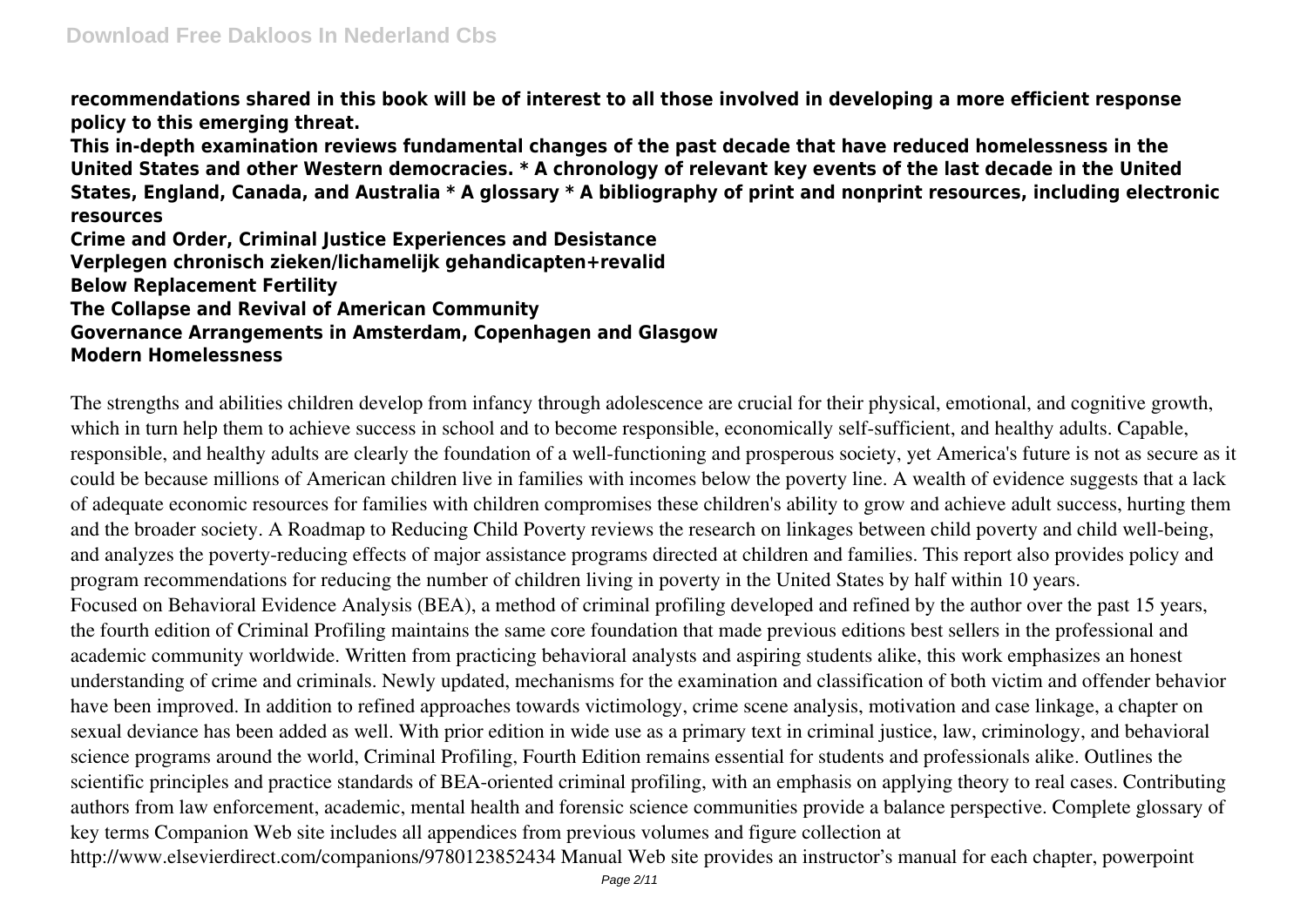**recommendations shared in this book will be of interest to all those involved in developing a more efficient response policy to this emerging threat.**

**This in-depth examination reviews fundamental changes of the past decade that have reduced homelessness in the United States and other Western democracies. * A chronology of relevant key events of the last decade in the United States, England, Canada, and Australia * A glossary * A bibliography of print and nonprint resources, including electronic resources**

**Crime and Order, Criminal Justice Experiences and Desistance**
**Verplegen chronisch zieken/lichamelijk gehandicapten+revalid**
**Below Replacement Fertility**
**The Collapse and Revival of American Community**
**Governance Arrangements in Amsterdam, Copenhagen and Glasgow**
**Modern Homelessness**

The strengths and abilities children develop from infancy through adolescence are crucial for their physical, emotional, and cognitive growth, which in turn help them to achieve success in school and to become responsible, economically self-sufficient, and healthy adults. Capable, responsible, and healthy adults are clearly the foundation of a well-functioning and prosperous society, yet America's future is not as secure as it could be because millions of American children live in families with incomes below the poverty line. A wealth of evidence suggests that a lack of adequate economic resources for families with children compromises these children's ability to grow and achieve adult success, hurting them and the broader society. A Roadmap to Reducing Child Poverty reviews the research on linkages between child poverty and child well-being, and analyzes the poverty-reducing effects of major assistance programs directed at children and families. This report also provides policy and program recommendations for reducing the number of children living in poverty in the United States by half within 10 years.

Focused on Behavioral Evidence Analysis (BEA), a method of criminal profiling developed and refined by the author over the past 15 years, the fourth edition of Criminal Profiling maintains the same core foundation that made previous editions best sellers in the professional and academic community worldwide. Written from practicing behavioral analysts and aspiring students alike, this work emphasizes an honest understanding of crime and criminals. Newly updated, mechanisms for the examination and classification of both victim and offender behavior have been improved. In addition to refined approaches towards victimology, crime scene analysis, motivation and case linkage, a chapter on sexual deviance has been added as well. With prior edition in wide use as a primary text in criminal justice, law, criminology, and behavioral science programs around the world, Criminal Profiling, Fourth Edition remains essential for students and professionals alike. Outlines the scientific principles and practice standards of BEA-oriented criminal profiling, with an emphasis on applying theory to real cases. Contributing authors from law enforcement, academic, mental health and forensic science communities provide a balance perspective. Complete glossary of key terms Companion Web site includes all appendices from previous volumes and figure collection at http://www.elsevierdirect.com/companions/9780123852434 Manual Web site provides an instructor's manual for each chapter, powerpoint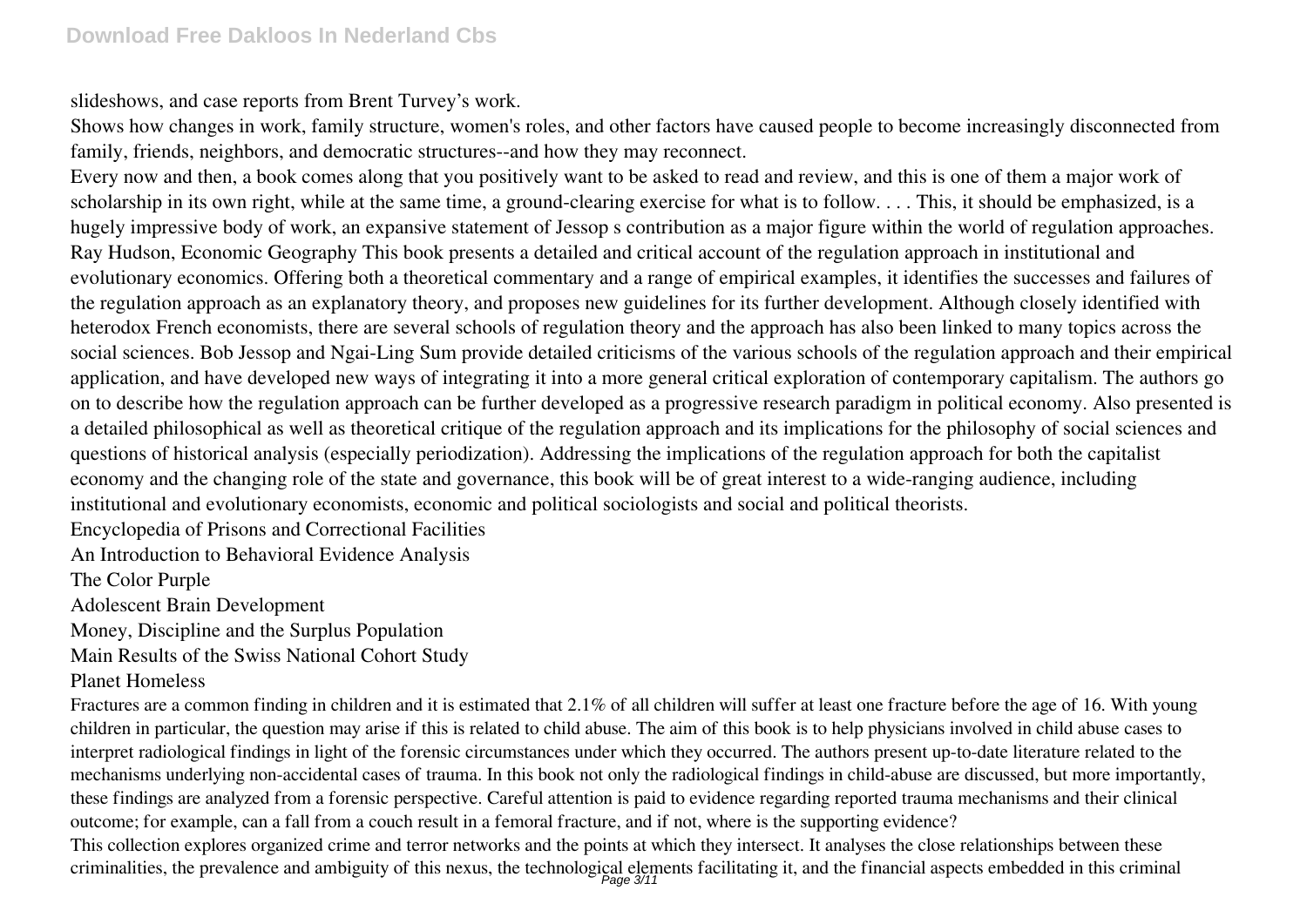slideshows, and case reports from Brent Turvey's work.

Shows how changes in work, family structure, women's roles, and other factors have caused people to become increasingly disconnected from family, friends, neighbors, and democratic structures--and how they may reconnect.

Every now and then, a book comes along that you positively want to be asked to read and review, and this is one of them a major work of scholarship in its own right, while at the same time, a ground-clearing exercise for what is to follow. . . . This, it should be emphasized, is a hugely impressive body of work, an expansive statement of Jessop s contribution as a major figure within the world of regulation approaches. Ray Hudson, Economic Geography This book presents a detailed and critical account of the regulation approach in institutional and evolutionary economics. Offering both a theoretical commentary and a range of empirical examples, it identifies the successes and failures of the regulation approach as an explanatory theory, and proposes new guidelines for its further development. Although closely identified with heterodox French economists, there are several schools of regulation theory and the approach has also been linked to many topics across the social sciences. Bob Jessop and Ngai-Ling Sum provide detailed criticisms of the various schools of the regulation approach and their empirical application, and have developed new ways of integrating it into a more general critical exploration of contemporary capitalism. The authors go on to describe how the regulation approach can be further developed as a progressive research paradigm in political economy. Also presented is a detailed philosophical as well as theoretical critique of the regulation approach and its implications for the philosophy of social sciences and questions of historical analysis (especially periodization). Addressing the implications of the regulation approach for both the capitalist economy and the changing role of the state and governance, this book will be of great interest to a wide-ranging audience, including institutional and evolutionary economists, economic and political sociologists and social and political theorists.

Encyclopedia of Prisons and Correctional Facilities

An Introduction to Behavioral Evidence Analysis

The Color Purple

Adolescent Brain Development

Money, Discipline and the Surplus Population

Main Results of the Swiss National Cohort Study

Planet Homeless

Fractures are a common finding in children and it is estimated that 2.1% of all children will suffer at least one fracture before the age of 16. With young children in particular, the question may arise if this is related to child abuse. The aim of this book is to help physicians involved in child abuse cases to interpret radiological findings in light of the forensic circumstances under which they occurred. The authors present up-to-date literature related to the mechanisms underlying non-accidental cases of trauma. In this book not only the radiological findings in child-abuse are discussed, but more importantly, these findings are analyzed from a forensic perspective. Careful attention is paid to evidence regarding reported trauma mechanisms and their clinical outcome; for example, can a fall from a couch result in a femoral fracture, and if not, where is the supporting evidence?

This collection explores organized crime and terror networks and the points at which they intersect. It analyses the close relationships between these criminalities, the prevalence and ambiguity of this nexus, the technological elements facilitating it, and the financial aspects embedded in this criminal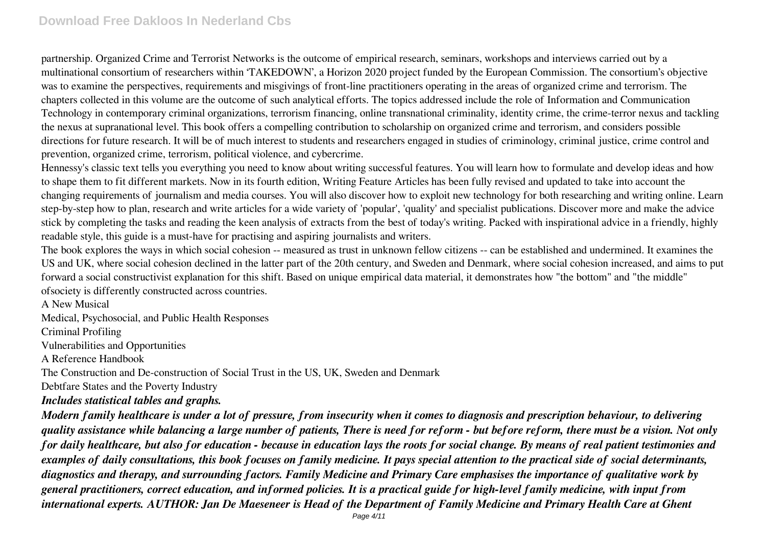partnership. Organized Crime and Terrorist Networks is the outcome of empirical research, seminars, workshops and interviews carried out by a multinational consortium of researchers within 'TAKEDOWN', a Horizon 2020 project funded by the European Commission. The consortium's objective was to examine the perspectives, requirements and misgivings of front-line practitioners operating in the areas of organized crime and terrorism. The chapters collected in this volume are the outcome of such analytical efforts. The topics addressed include the role of Information and Communication Technology in contemporary criminal organizations, terrorism financing, online transnational criminality, identity crime, the crime-terror nexus and tackling the nexus at supranational level. This book offers a compelling contribution to scholarship on organized crime and terrorism, and considers possible directions for future research. It will be of much interest to students and researchers engaged in studies of criminology, criminal justice, crime control and prevention, organized crime, terrorism, political violence, and cybercrime.

Hennessy's classic text tells you everything you need to know about writing successful features. You will learn how to formulate and develop ideas and how to shape them to fit different markets. Now in its fourth edition, Writing Feature Articles has been fully revised and updated to take into account the changing requirements of journalism and media courses. You will also discover how to exploit new technology for both researching and writing online. Learn step-by-step how to plan, research and write articles for a wide variety of 'popular', 'quality' and specialist publications. Discover more and make the advice stick by completing the tasks and reading the keen analysis of extracts from the best of today's writing. Packed with inspirational advice in a friendly, highly readable style, this guide is a must-have for practising and aspiring journalists and writers.

The book explores the ways in which social cohesion -- measured as trust in unknown fellow citizens -- can be established and undermined. It examines the US and UK, where social cohesion declined in the latter part of the 20th century, and Sweden and Denmark, where social cohesion increased, and aims to put forward a social constructivist explanation for this shift. Based on unique empirical data material, it demonstrates how "the bottom" and "the middle" ofsociety is differently constructed across countries.

A New Musical

Medical, Psychosocial, and Public Health Responses

Criminal Profiling

Vulnerabilities and Opportunities

A Reference Handbook

The Construction and De-construction of Social Trust in the US, UK, Sweden and Denmark

Debtfare States and the Poverty Industry

***Includes statistical tables and graphs.***

***Modern family healthcare is under a lot of pressure, from insecurity when it comes to diagnosis and prescription behaviour, to delivering quality assistance while balancing a large number of patients, There is need for reform - but before reform, there must be a vision. Not only for daily healthcare, but also for education - because in education lays the roots for social change. By means of real patient testimonies and examples of daily consultations, this book focuses on family medicine. It pays special attention to the practical side of social determinants, diagnostics and therapy, and surrounding factors. Family Medicine and Primary Care emphasises the importance of qualitative work by general practitioners, correct education, and informed policies. It is a practical guide for high-level family medicine, with input from international experts. AUTHOR: Jan De Maeseneer is Head of the Department of Family Medicine and Primary Health Care at Ghent***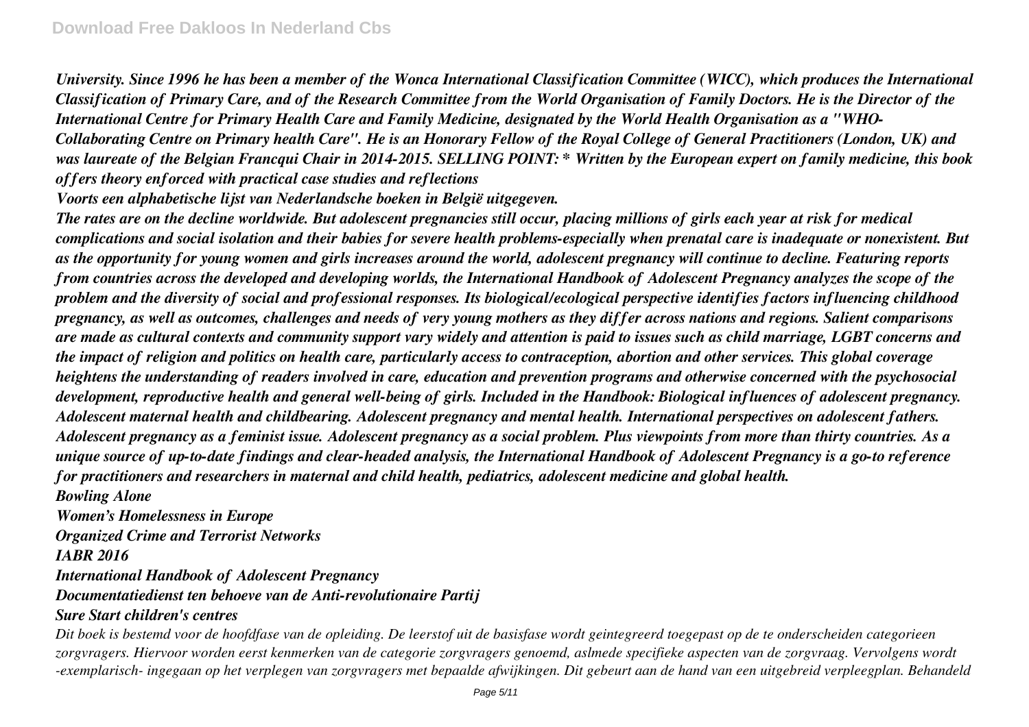*University. Since 1996 he has been a member of the Wonca International Classification Committee (WICC), which produces the International Classification of Primary Care, and of the Research Committee from the World Organisation of Family Doctors. He is the Director of the International Centre for Primary Health Care and Family Medicine, designated by the World Health Organisation as a "WHO-Collaborating Centre on Primary health Care". He is an Honorary Fellow of the Royal College of General Practitioners (London, UK) and was laureate of the Belgian Francqui Chair in 2014-2015. SELLING POINT: * Written by the European expert on family medicine, this book offers theory enforced with practical case studies and reflections*

*Voorts een alphabetische lijst van Nederlandsche boeken in België uitgegeven.*

*The rates are on the decline worldwide. But adolescent pregnancies still occur, placing millions of girls each year at risk for medical complications and social isolation and their babies for severe health problems-especially when prenatal care is inadequate or nonexistent. But as the opportunity for young women and girls increases around the world, adolescent pregnancy will continue to decline. Featuring reports from countries across the developed and developing worlds, the International Handbook of Adolescent Pregnancy analyzes the scope of the problem and the diversity of social and professional responses. Its biological/ecological perspective identifies factors influencing childhood pregnancy, as well as outcomes, challenges and needs of very young mothers as they differ across nations and regions. Salient comparisons are made as cultural contexts and community support vary widely and attention is paid to issues such as child marriage, LGBT concerns and the impact of religion and politics on health care, particularly access to contraception, abortion and other services. This global coverage heightens the understanding of readers involved in care, education and prevention programs and otherwise concerned with the psychosocial development, reproductive health and general well-being of girls. Included in the Handbook: Biological influences of adolescent pregnancy. Adolescent maternal health and childbearing. Adolescent pregnancy and mental health. International perspectives on adolescent fathers. Adolescent pregnancy as a feminist issue. Adolescent pregnancy as a social problem. Plus viewpoints from more than thirty countries. As a unique source of up-to-date findings and clear-headed analysis, the International Handbook of Adolescent Pregnancy is a go-to reference for practitioners and researchers in maternal and child health, pediatrics, adolescent medicine and global health.*

*Bowling Alone*

*Women's Homelessness in Europe*

*Organized Crime and Terrorist Networks*

*IABR 2016*

*International Handbook of Adolescent Pregnancy*

*Documentatiedienst ten behoeve van de Anti-revolutionaire Partij*

*Sure Start children's centres*

*Dit boek is bestemd voor de hoofdfase van de opleiding. De leerstof uit de basisfase wordt geintegreerd toegepast op de te onderscheiden categorieen zorgvragers. Hiervoor worden eerst kenmerken van de categorie zorgvragers genoemd, aslmede specifieke aspecten van de zorgvraag. Vervolgens wordt -exemplarisch- ingegaan op het verplegen van zorgvragers met bepaalde afwijkingen. Dit gebeurt aan de hand van een uitgebreid verpleegplan. Behandeld*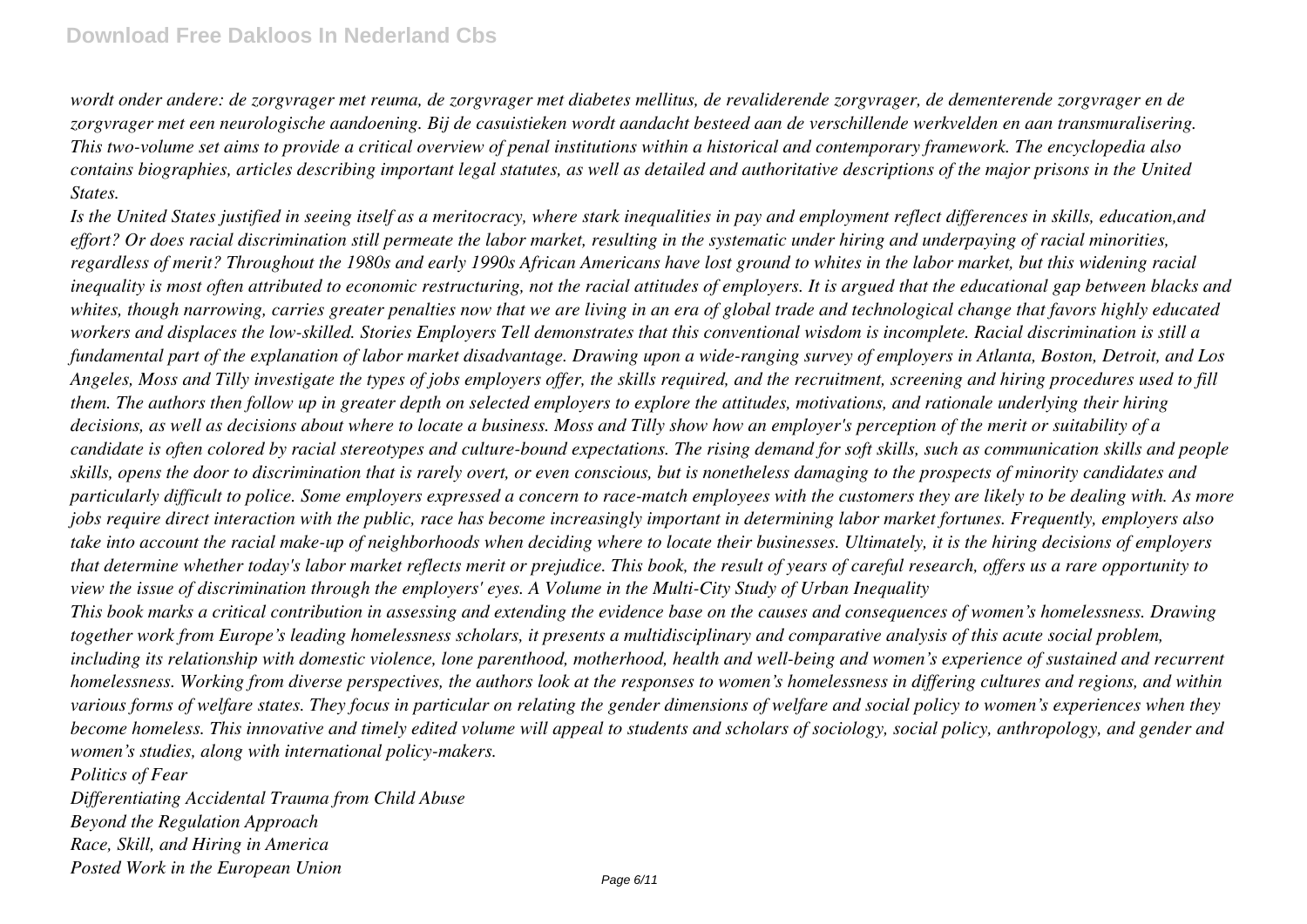*wordt onder andere: de zorgvrager met reuma, de zorgvrager met diabetes mellitus, de revaliderende zorgvrager, de dementerende zorgvrager en de zorgvrager met een neurologische aandoening. Bij de casuistieken wordt aandacht besteed aan de verschillende werkvelden en aan transmuralisering.*
*This two-volume set aims to provide a critical overview of penal institutions within a historical and contemporary framework. The encyclopedia also contains biographies, articles describing important legal statutes, as well as detailed and authoritative descriptions of the major prisons in the United States.*

*Is the United States justified in seeing itself as a meritocracy, where stark inequalities in pay and employment reflect differences in skills, education,and effort? Or does racial discrimination still permeate the labor market, resulting in the systematic under hiring and underpaying of racial minorities, regardless of merit? Throughout the 1980s and early 1990s African Americans have lost ground to whites in the labor market, but this widening racial inequality is most often attributed to economic restructuring, not the racial attitudes of employers. It is argued that the educational gap between blacks and whites, though narrowing, carries greater penalties now that we are living in an era of global trade and technological change that favors highly educated workers and displaces the low-skilled. Stories Employers Tell demonstrates that this conventional wisdom is incomplete. Racial discrimination is still a fundamental part of the explanation of labor market disadvantage. Drawing upon a wide-ranging survey of employers in Atlanta, Boston, Detroit, and Los Angeles, Moss and Tilly investigate the types of jobs employers offer, the skills required, and the recruitment, screening and hiring procedures used to fill them. The authors then follow up in greater depth on selected employers to explore the attitudes, motivations, and rationale underlying their hiring decisions, as well as decisions about where to locate a business. Moss and Tilly show how an employer's perception of the merit or suitability of a candidate is often colored by racial stereotypes and culture-bound expectations. The rising demand for soft skills, such as communication skills and people skills, opens the door to discrimination that is rarely overt, or even conscious, but is nonetheless damaging to the prospects of minority candidates and particularly difficult to police. Some employers expressed a concern to race-match employees with the customers they are likely to be dealing with. As more jobs require direct interaction with the public, race has become increasingly important in determining labor market fortunes. Frequently, employers also take into account the racial make-up of neighborhoods when deciding where to locate their businesses. Ultimately, it is the hiring decisions of employers that determine whether today's labor market reflects merit or prejudice. This book, the result of years of careful research, offers us a rare opportunity to view the issue of discrimination through the employers' eyes. A Volume in the Multi-City Study of Urban Inequality*

*This book marks a critical contribution in assessing and extending the evidence base on the causes and consequences of women's homelessness. Drawing together work from Europe's leading homelessness scholars, it presents a multidisciplinary and comparative analysis of this acute social problem, including its relationship with domestic violence, lone parenthood, motherhood, health and well-being and women's experience of sustained and recurrent homelessness. Working from diverse perspectives, the authors look at the responses to women's homelessness in differing cultures and regions, and within various forms of welfare states. They focus in particular on relating the gender dimensions of welfare and social policy to women's experiences when they become homeless. This innovative and timely edited volume will appeal to students and scholars of sociology, social policy, anthropology, and gender and women's studies, along with international policy-makers.*

*Politics of Fear*

*Differentiating Accidental Trauma from Child Abuse*

*Beyond the Regulation Approach*

*Race, Skill, and Hiring in America*

*Posted Work in the European Union*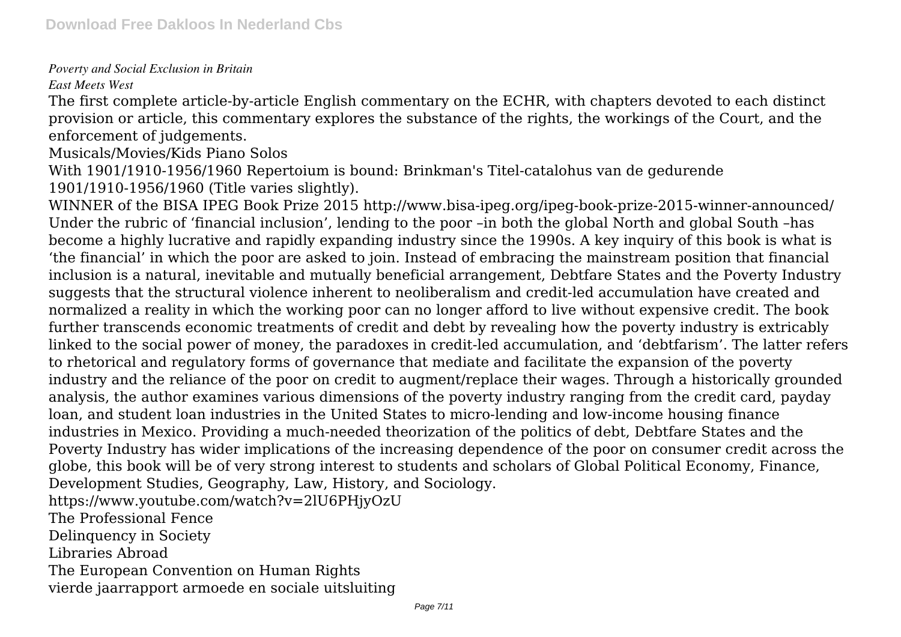*Poverty and Social Exclusion in Britain*

*East Meets West*

The first complete article-by-article English commentary on the ECHR, with chapters devoted to each distinct provision or article, this commentary explores the substance of the rights, the workings of the Court, and the enforcement of judgements.

Musicals/Movies/Kids Piano Solos

With 1901/1910-1956/1960 Repertoium is bound: Brinkman's Titel-catalohus van de gedurende 1901/1910-1956/1960 (Title varies slightly).

WINNER of the BISA IPEG Book Prize 2015 http://www.bisa-ipeg.org/ipeg-book-prize-2015-winner-announced/ Under the rubric of 'financial inclusion', lending to the poor –in both the global North and global South –has become a highly lucrative and rapidly expanding industry since the 1990s. A key inquiry of this book is what is 'the financial' in which the poor are asked to join. Instead of embracing the mainstream position that financial inclusion is a natural, inevitable and mutually beneficial arrangement, Debtfare States and the Poverty Industry suggests that the structural violence inherent to neoliberalism and credit-led accumulation have created and normalized a reality in which the working poor can no longer afford to live without expensive credit. The book further transcends economic treatments of credit and debt by revealing how the poverty industry is extricably linked to the social power of money, the paradoxes in credit-led accumulation, and 'debtfarism'. The latter refers to rhetorical and regulatory forms of governance that mediate and facilitate the expansion of the poverty industry and the reliance of the poor on credit to augment/replace their wages. Through a historically grounded analysis, the author examines various dimensions of the poverty industry ranging from the credit card, payday loan, and student loan industries in the United States to micro-lending and low-income housing finance industries in Mexico. Providing a much-needed theorization of the politics of debt, Debtfare States and the Poverty Industry has wider implications of the increasing dependence of the poor on consumer credit across the globe, this book will be of very strong interest to students and scholars of Global Political Economy, Finance, Development Studies, Geography, Law, History, and Sociology.

https://www.youtube.com/watch?v=2lU6PHjyOzU

The Professional Fence

Delinquency in Society

Libraries Abroad

The European Convention on Human Rights

vierde jaarrapport armoede en sociale uitsluiting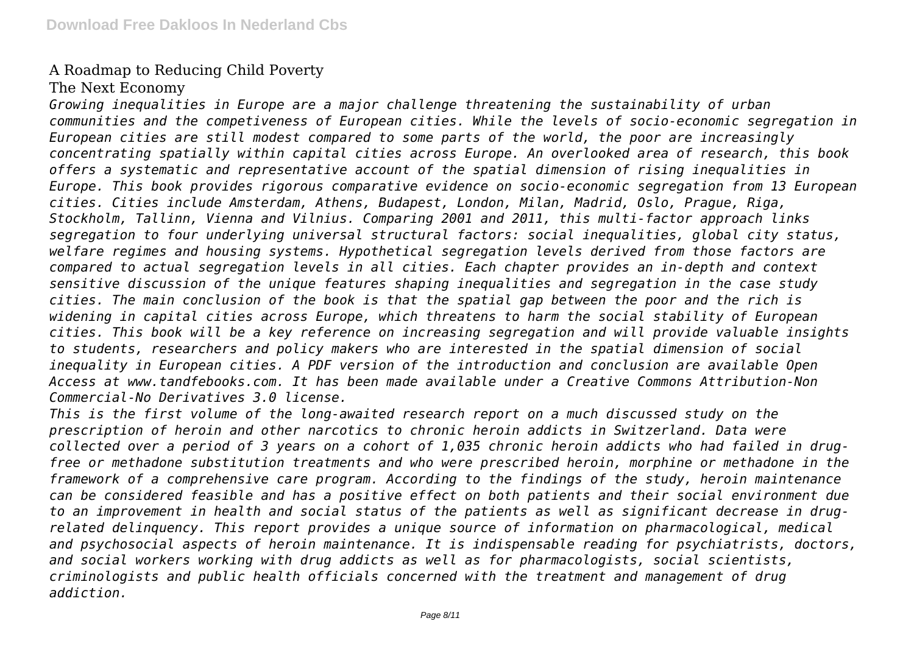A Roadmap to Reducing Child Poverty

The Next Economy

*Growing inequalities in Europe are a major challenge threatening the sustainability of urban communities and the competiveness of European cities. While the levels of socio-economic segregation in European cities are still modest compared to some parts of the world, the poor are increasingly concentrating spatially within capital cities across Europe. An overlooked area of research, this book offers a systematic and representative account of the spatial dimension of rising inequalities in Europe. This book provides rigorous comparative evidence on socio-economic segregation from 13 European cities. Cities include Amsterdam, Athens, Budapest, London, Milan, Madrid, Oslo, Prague, Riga, Stockholm, Tallinn, Vienna and Vilnius. Comparing 2001 and 2011, this multi-factor approach links segregation to four underlying universal structural factors: social inequalities, global city status, welfare regimes and housing systems. Hypothetical segregation levels derived from those factors are compared to actual segregation levels in all cities. Each chapter provides an in-depth and context sensitive discussion of the unique features shaping inequalities and segregation in the case study cities. The main conclusion of the book is that the spatial gap between the poor and the rich is widening in capital cities across Europe, which threatens to harm the social stability of European cities. This book will be a key reference on increasing segregation and will provide valuable insights to students, researchers and policy makers who are interested in the spatial dimension of social inequality in European cities. A PDF version of the introduction and conclusion are available Open Access at www.tandfebooks.com. It has been made available under a Creative Commons Attribution-Non Commercial-No Derivatives 3.0 license.*

*This is the first volume of the long-awaited research report on a much discussed study on the prescription of heroin and other narcotics to chronic heroin addicts in Switzerland. Data were collected over a period of 3 years on a cohort of 1,035 chronic heroin addicts who had failed in drug-free or methadone substitution treatments and who were prescribed heroin, morphine or methadone in the framework of a comprehensive care program. According to the findings of the study, heroin maintenance can be considered feasible and has a positive effect on both patients and their social environment due to an improvement in health and social status of the patients as well as significant decrease in drug-related delinquency. This report provides a unique source of information on pharmacological, medical and psychosocial aspects of heroin maintenance. It is indispensable reading for psychiatrists, doctors, and social workers working with drug addicts as well as for pharmacologists, social scientists, criminologists and public health officials concerned with the treatment and management of drug addiction.*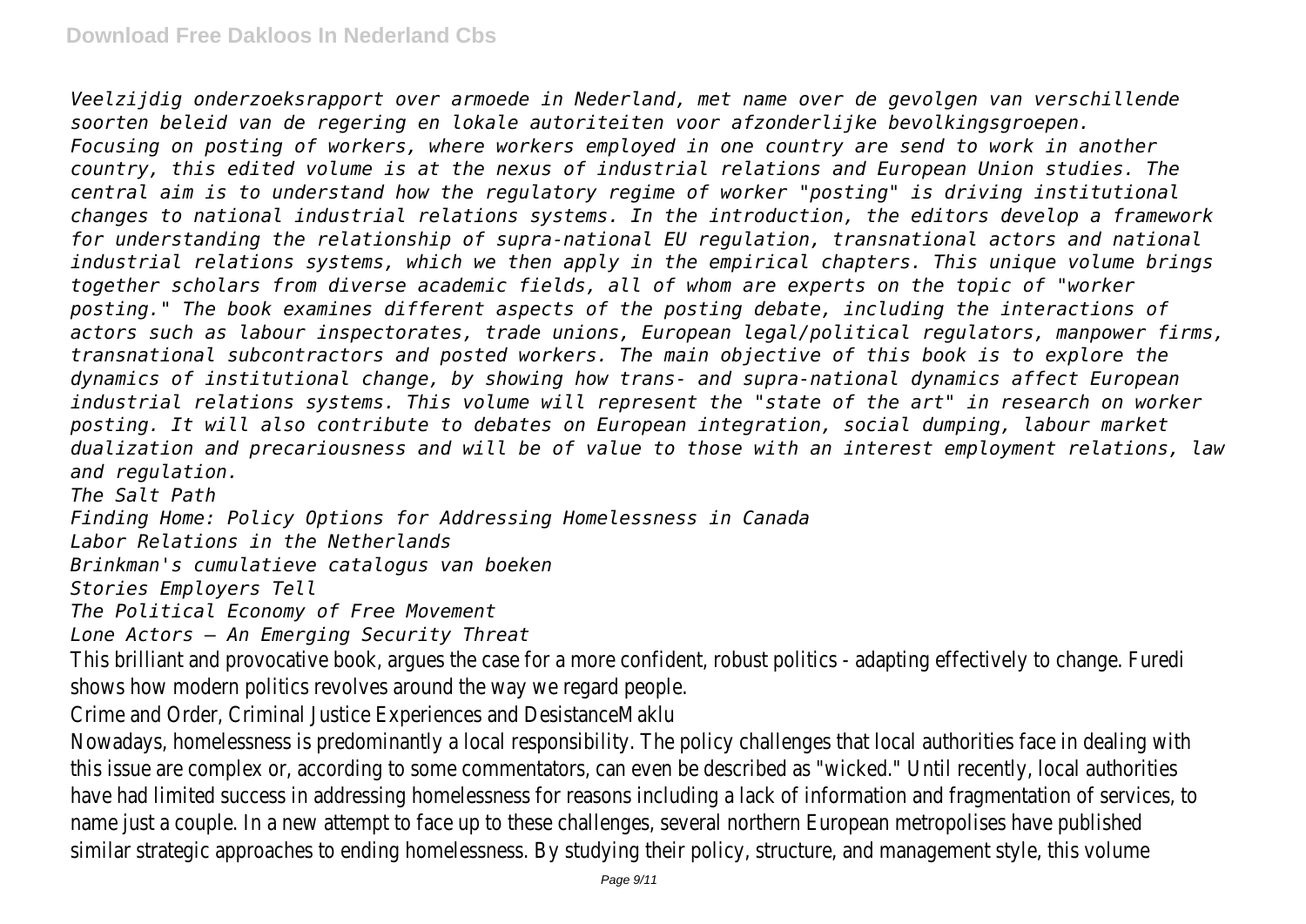*Veelzijdig onderzoeksrapport over armoede in Nederland, met name over de gevolgen van verschillende soorten beleid van de regering en lokale autoriteiten voor afzonderlijke bevolkingsgroepen.*

*Focusing on posting of workers, where workers employed in one country are send to work in another country, this edited volume is at the nexus of industrial relations and European Union studies. The central aim is to understand how the regulatory regime of worker "posting" is driving institutional changes to national industrial relations systems. In the introduction, the editors develop a framework for understanding the relationship of supra-national EU regulation, transnational actors and national industrial relations systems, which we then apply in the empirical chapters. This unique volume brings together scholars from diverse academic fields, all of whom are experts on the topic of "worker posting." The book examines different aspects of the posting debate, including the interactions of actors such as labour inspectorates, trade unions, European legal/political regulators, manpower firms, transnational subcontractors and posted workers. The main objective of this book is to explore the dynamics of institutional change, by showing how trans- and supra-national dynamics affect European industrial relations systems. This volume will represent the "state of the art" in research on worker posting. It will also contribute to debates on European integration, social dumping, labour market dualization and precariousness and will be of value to those with an interest employment relations, law and regulation.*

*The Salt Path*

*Finding Home: Policy Options for Addressing Homelessness in Canada*

*Labor Relations in the Netherlands*

*Brinkman's cumulatieve catalogus van boeken*

*Stories Employers Tell*

*The Political Economy of Free Movement*

*Lone Actors – An Emerging Security Threat*

This brilliant and provocative book, argues the case for a more confident, robust politics - adapting effectively to change. Furedi shows how modern politics revolves around the way we regard people.

Crime and Order, Criminal Justice Experiences and DesistanceMaklu

Nowadays, homelessness is predominantly a local responsibility. The policy challenges that local authorities face in dealing with this issue are complex or, according to some commentators, can even be described as "wicked." Until recently, local authorities have had limited success in addressing homelessness for reasons including a lack of information and fragmentation of services, to name just a couple. In a new attempt to face up to these challenges, several northern European metropolises have published similar strategic approaches to ending homelessness. By studying their policy, structure, and management style, this volume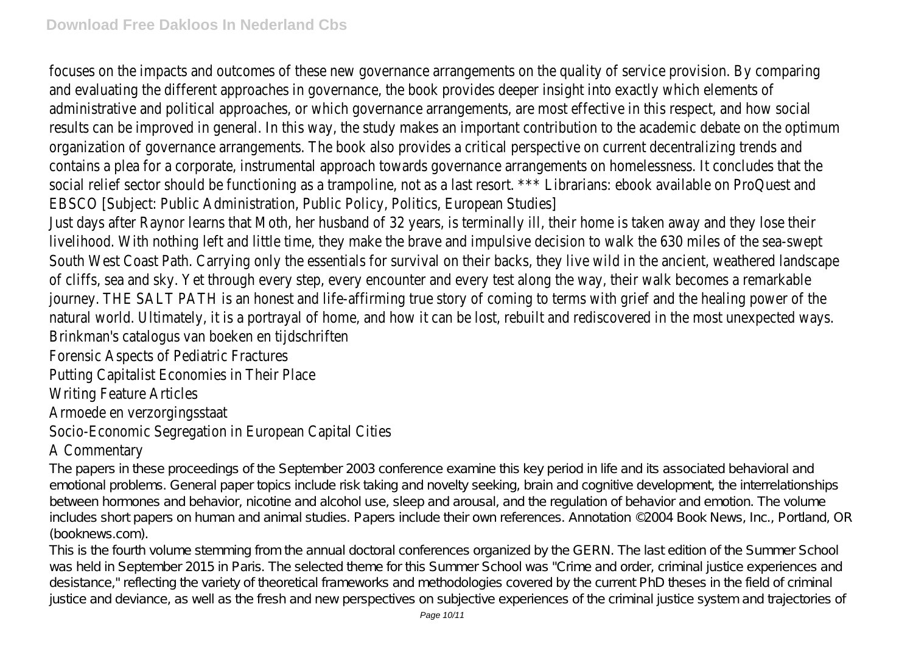focuses on the impacts and outcomes of these new governance arrangements on the quality of service provision. By comparing and evaluating the different approaches in governance, the book provides deeper insight into exactly which elements of administrative and political approaches, or which governance arrangements, are most effective in this respect, and how social results can be improved in general. In this way, the study makes an important contribution to the academic debate on the optimum organization of governance arrangements. The book also provides a critical perspective on current decentralizing trends and contains a plea for a corporate, instrumental approach towards governance arrangements on homelessness. It concludes that the social relief sector should be functioning as a trampoline, not as a last resort. *** Librarians: ebook available on ProQuest and EBSCO [Subject: Public Administration, Public Policy, Politics, European Studies]

Just days after Raynor learns that Moth, her husband of 32 years, is terminally ill, their home is taken away and they lose their livelihood. With nothing left and little time, they make the brave and impulsive decision to walk the 630 miles of the sea-swept South West Coast Path. Carrying only the essentials for survival on their backs, they live wild in the ancient, weathered landscape of cliffs, sea and sky. Yet through every step, every encounter and every test along the way, their walk becomes a remarkable journey. THE SALT PATH is an honest and life-affirming true story of coming to terms with grief and the healing power of the natural world. Ultimately, it is a portrayal of home, and how it can be lost, rebuilt and rediscovered in the most unexpected ways.

Brinkman's catalogus van boeken en tijdschriften

Forensic Aspects of Pediatric Fractures

Putting Capitalist Economies in Their Place

Writing Feature Articles

Armoede en verzorgingsstaat

Socio-Economic Segregation in European Capital Cities

A Commentary

The papers in these proceedings of the September 2003 conference examine this key period in life and its associated behavioral and emotional problems. General paper topics include risk taking and novelty seeking, brain and cognitive development, the interrelationships between hormones and behavior, nicotine and alcohol use, sleep and arousal, and the regulation of behavior and emotion. The volume includes short papers on human and animal studies. Papers include their own references. Annotation ©2004 Book News, Inc., Portland, OR (booknews.com).

This is the fourth volume stemming from the annual doctoral conferences organized by the GERN. The last edition of the Summer School was held in September 2015 in Paris. The selected theme for this Summer School was "Crime and order, criminal justice experiences and desistance," reflecting the variety of theoretical frameworks and methodologies covered by the current PhD theses in the field of criminal justice and deviance, as well as the fresh and new perspectives on subjective experiences of the criminal justice system and trajectories of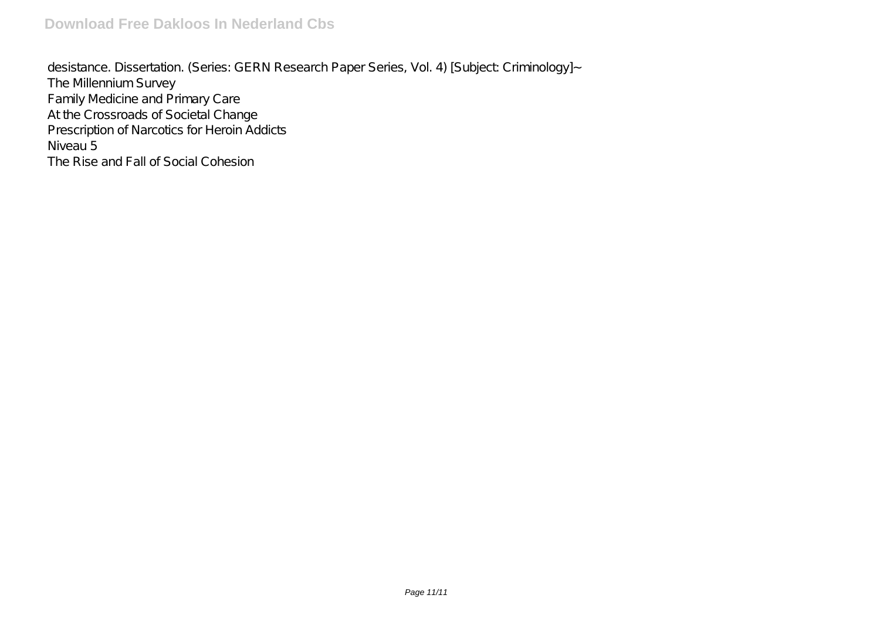desistance. Dissertation. (Series: GERN Research Paper Series, Vol. 4) [Subject: Criminology]~

The Millennium Survey

Family Medicine and Primary Care

At the Crossroads of Societal Change

Prescription of Narcotics for Heroin Addicts

Niveau 5

The Rise and Fall of Social Cohesion